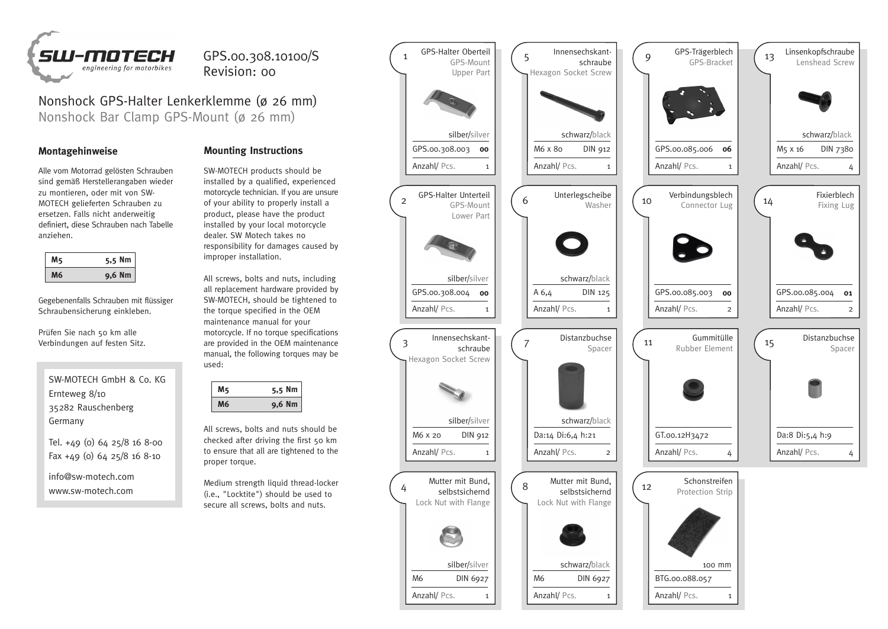GPS.00.308.10100/S
Revision: 00

# Nonshock GPS-Halter Lenkerklemme (ø 26 mm)

Nonshock Bar Clamp GPS-Mount (ø 26 mm)

## Montagehinweise

Alle vom Motorrad gelösten Schrauben sind gemäß Herstellerangaben wieder zu montieren, oder mit von SW-MOTECH gelieferten Schrauben zu ersetzen. Falls nicht anderweitig definiert, diese Schrauben nach Tabelle anziehen.

| M5 | 5,5 Nm |
|---|---|
| M6 | 9,6 Nm |

Gegebenenfalls Schrauben mit flüssiger Schraubensicherung einkleben.

Prüfen Sie nach 50 km alle Verbindungen auf festen Sitz.

SW-MOTECH GmbH & Co. KG
Ernteweg 8/10
35282 Rauschenberg
Germany

Tel. +49 (0) 64 25/8 16 8-00
Fax +49 (0) 64 25/8 16 8-10

info@sw-motech.com
www.sw-motech.com

## Mounting Instructions

SW-MOTECH products should be installed by a qualified, experienced motorcycle technician. If you are unsure of your ability to properly install a product, please have the product installed by your local motorcycle dealer. SW Motech takes no responsibility for damages caused by improper installation.

All screws, bolts and nuts, including all replacement hardware provided by SW-MOTECH, should be tightened to the torque specified in the OEM maintenance manual for your motorcycle. If no torque specifications are provided in the OEM maintenance manual, the following torques may be used:

| M5 | 5,5 Nm |
|---|---|
| M6 | 9,6 Nm |

All screws, bolts and nuts should be checked after driving the first 50 km to ensure that all are tightened to the proper torque.

Medium strength liquid thread-locker (i.e., "Locktite") should be used to secure all screws, bolts and nuts.

| Nr. | Bezeichnung / Description | Farbe / Color | Art.-Nr. / Spec. | Anzahl/ Pcs. |
|---|---|---|---|---|
| 1 | GPS-Halter Oberteil / GPS-Mount Upper Part | silber/silver | GPS.00.308.003 **00** | 1 |
| 2 | GPS-Halter Unterteil / GPS-Mount Lower Part | silber/silver | GPS.00.308.004 **00** | 1 |
| 3 | Innensechskant-schraube / Hexagon Socket Screw | silber/silver | M6 x 20 DIN 912 | 1 |
| 4 | Mutter mit Bund, selbstsichernd / Lock Nut with Flange | silber/silver | M6 DIN 6927 | 1 |
| 5 | Innensechskant-schraube / Hexagon Socket Screw | schwarz/black | M6 x 80 DIN 912 | 1 |
| 6 | Unterlegscheibe / Washer | schwarz/black | A 6,4 DIN 125 | 1 |
| 7 | Distanzbuchse / Spacer | schwarz/black | Da:14 Di:6,4 h:21 | 2 |
| 8 | Mutter mit Bund, selbstsichernd / Lock Nut with Flange | schwarz/black | M6 DIN 6927 | 1 |
| 9 | GPS-Trägerblech / GPS-Bracket | | GPS.00.085.006 **06** | 1 |
| 10 | Verbindungsblech / Connector Lug | | GPS.00.085.003 **00** | 2 |
| 11 | Gummitülle / Rubber Element | | GT.00.12H3472 | 4 |
| 12 | Schonstreifen / Protection Strip | 100 mm | BTG.00.088.057 | 1 |
| 13 | Linsenkopfschraube / Lenshead Screw | schwarz/black | M5 x 16 DIN 7380 | 4 |
| 14 | Fixierblech / Fixing Lug | | GPS.00.085.004 **01** | 2 |
| 15 | Distanzbuchse / Spacer | | Da:8 Di:5,4 h:9 | 4 |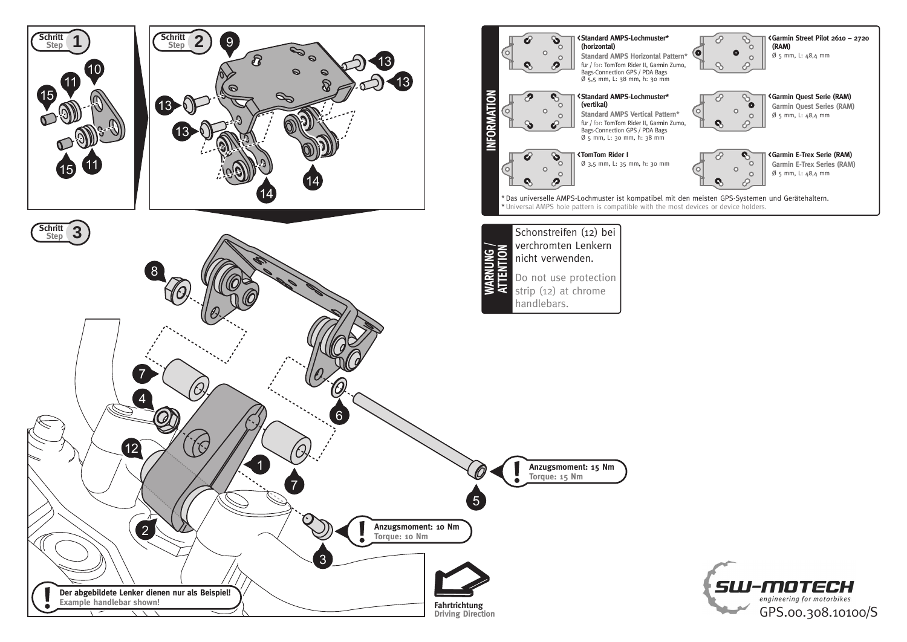**Schritt / Step 1**

**Schritt / Step 2**

**Schritt / Step 3**

## INFORMATION

**Standard AMPS-Lochmuster* (horizontal)**
Standard AMPS Horizontal Pattern*
für / for: TomTom Rider II, Garmin Zumo, Bags-Connection GPS / PDA Bags
Ø 5,5 mm, L: 38 mm, h: 30 mm

**Garmin Street Pilot 2610 – 2720 (RAM)**
Ø 5 mm, L: 48,4 mm

**Standard AMPS-Lochmuster* (vertikal)**
Standard AMPS Vertical Pattern*
für / for: TomTom Rider II, Garmin Zumo, Bags-Connection GPS / PDA Bags
Ø 5 mm, L: 30 mm, h: 38 mm

**Garmin Quest Serie (RAM)**
Garmin Quest Series (RAM)
Ø 5 mm, L: 48,4 mm

**TomTom Rider I**
Ø 3,5 mm, L: 35 mm, h: 30 mm

**Garmin E-Trex Serie (RAM)**
Garmin E-Trex Series (RAM)
Ø 5 mm, L: 48,4 mm

* Das universelle AMPS-Lochmuster ist kompatibel mit den meisten GPS-Systemen und Gerätehaltern.
* Universal AMPS hole pattern is compatible with the most devices or device holders.

## WARNUNG / ATTENTION

Schonstreifen (12) bei verchromten Lenkern nicht verwenden.

Do not use protection strip (12) at chrome handlebars.

**Anzugsmoment: 15 Nm**
Torque: 15 Nm

**Anzugsmoment: 10 Nm**
Torque: 10 Nm

**Der abgebildete Lenker dienen nur als Beispiel!**
Example handlebar shown!

**Fahrtrichtung**
Driving Direction

SW-MOTECH
engineering for motorbikes
GPS.00.308.10100/S